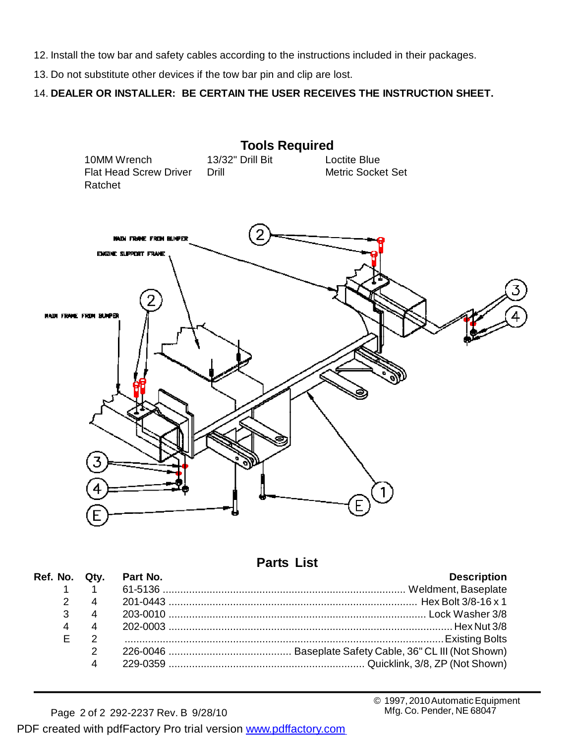12. Install the tow bar and safety cables according to the instructions included in their packages.

13. Do not substitute other devices if the tow bar pin and clip are lost.

14. **DEALER OR INSTALLER: BE CERTAIN THE USER RECEIVES THE INSTRUCTION SHEET.**

## Tools Required

| | | |
|---|---|---|
| 10MM Wrench | 13/32" Drill Bit | Loctite Blue |
| Flat Head Screw Driver | Drill | Metric Socket Set |
| Ratchet | | |

MAIN FRAME FROM BUMPER

ENGINE SUPPORT FRAME

MAIN FRAME FROM BUMPER

## Parts List

| Ref. No. | Qty. | Part No. | Description |
|---|---|---|---|
| 1 | 1 | 61-5136 | Weldment, Baseplate |
| 2 | 4 | 201-0443 | Hex Bolt 3/8-16 x 1 |
| 3 | 4 | 203-0010 | Lock Washer 3/8 |
| 4 | 4 | 202-0003 | Hex Nut 3/8 |
| E | 2 | | Existing Bolts |
| | 2 | 226-0046 | Baseplate Safety Cable, 36" CL III (Not Shown) |
| | 4 | 229-0359 | Quicklink, 3/8, ZP (Not Shown) |

292-2237 Rev. B 9/28/10

© 1997, 2010 Automatic Equipment Mfg. Co. Pender, NE 68047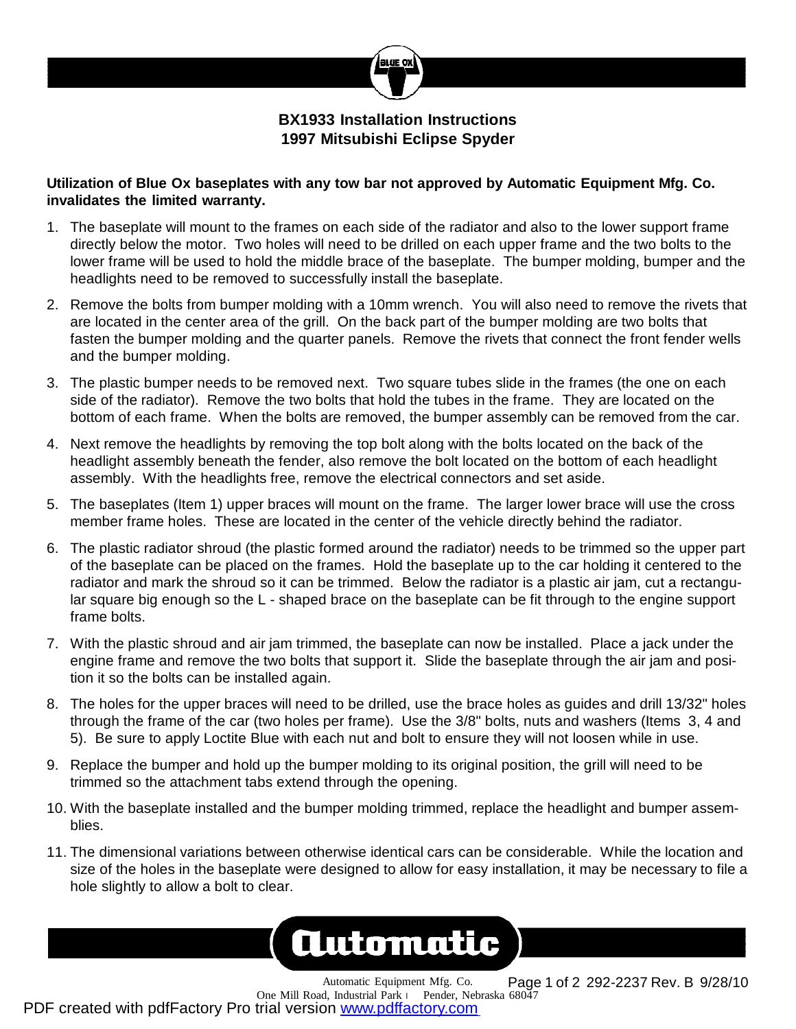**BX1933 Installation Instructions**
**1997 Mitsubishi Eclipse Spyder**

**Utilization of Blue Ox baseplates with any tow bar not approved by Automatic Equipment Mfg. Co. invalidates the limited warranty.**

1. The baseplate will mount to the frames on each side of the radiator and also to the lower support frame directly below the motor. Two holes will need to be drilled on each upper frame and the two bolts to the lower frame will be used to hold the middle brace of the baseplate. The bumper molding, bumper and the headlights need to be removed to successfully install the baseplate.
2. Remove the bolts from bumper molding with a 10mm wrench. You will also need to remove the rivets that are located in the center area of the grill. On the back part of the bumper molding are two bolts that fasten the bumper molding and the quarter panels. Remove the rivets that connect the front fender wells and the bumper molding.
3. The plastic bumper needs to be removed next. Two square tubes slide in the frames (the one on each side of the radiator). Remove the two bolts that hold the tubes in the frame. They are located on the bottom of each frame. When the bolts are removed, the bumper assembly can be removed from the car.
4. Next remove the headlights by removing the top bolt along with the bolts located on the back of the headlight assembly beneath the fender, also remove the bolt located on the bottom of each headlight assembly. With the headlights free, remove the electrical connectors and set aside.
5. The baseplates (Item 1) upper braces will mount on the frame. The larger lower brace will use the cross member frame holes. These are located in the center of the vehicle directly behind the radiator.
6. The plastic radiator shroud (the plastic formed around the radiator) needs to be trimmed so the upper part of the baseplate can be placed on the frames. Hold the baseplate up to the car holding it centered to the radiator and mark the shroud so it can be trimmed. Below the radiator is a plastic air jam, cut a rectangular square big enough so the L - shaped brace on the baseplate can be fit through to the engine support frame bolts.
7. With the plastic shroud and air jam trimmed, the baseplate can now be installed. Place a jack under the engine frame and remove the two bolts that support it. Slide the baseplate through the air jam and position it so the bolts can be installed again.
8. The holes for the upper braces will need to be drilled, use the brace holes as guides and drill 13/32" holes through the frame of the car (two holes per frame). Use the 3/8" bolts, nuts and washers (Items 3, 4 and 5). Be sure to apply Loctite Blue with each nut and bolt to ensure they will not loosen while in use.
9. Replace the bumper and hold up the bumper molding to its original position, the grill will need to be trimmed so the attachment tabs extend through the opening.
10. With the baseplate installed and the bumper molding trimmed, replace the headlight and bumper assemblies.
11. The dimensional variations between otherwise identical cars can be considerable. While the location and size of the holes in the baseplate were designed to allow for easy installation, it may be necessary to file a hole slightly to allow a bolt to clear.

Automatic Equipment Mfg. Co.
One Mill Road, Industrial Park | Pender, Nebraska 68047

292-2237 Rev. B 9/28/10